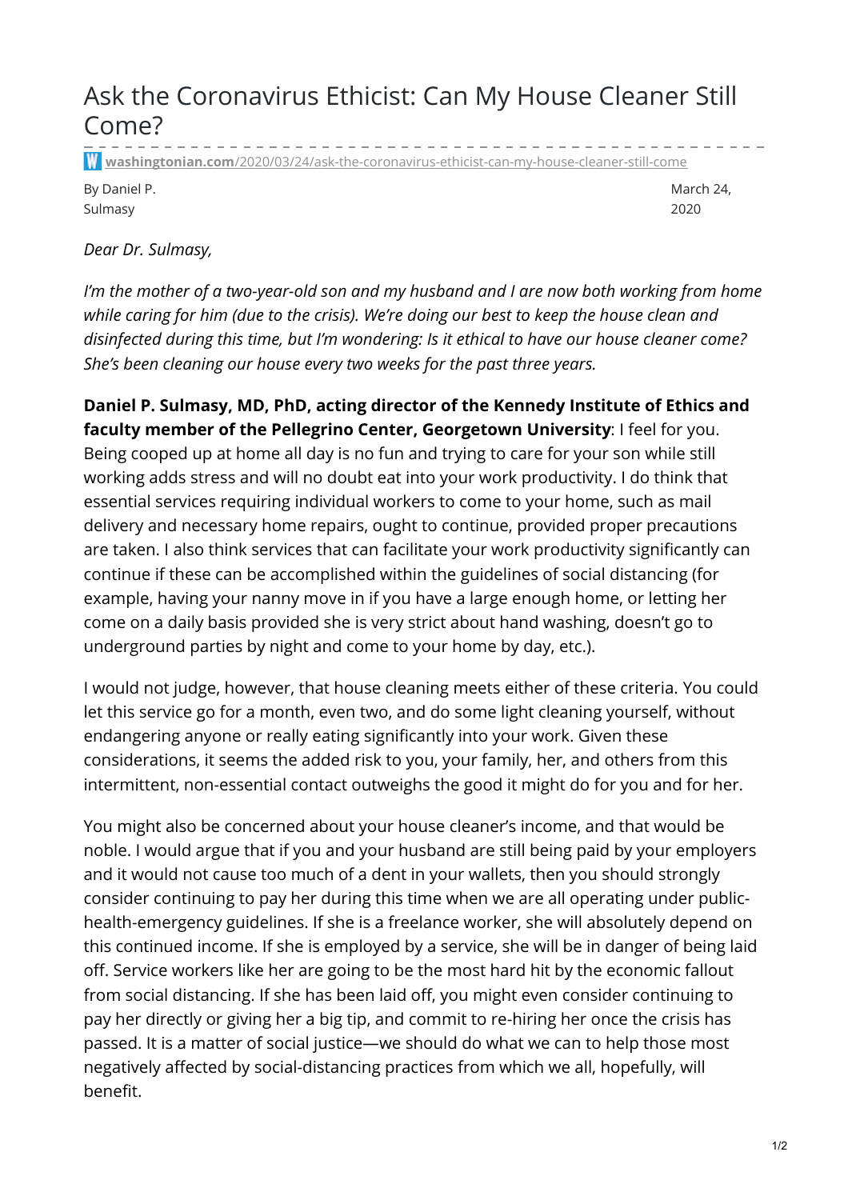# Ask the Coronavirus Ethicist: Can My House Cleaner Still Come?

**washingtonian.com**/2020/03/24/ask-the-coronavirus-ethicist-can-my-house-cleaner-still-come

By Daniel P. Sulmasy

March 24, 2020

*Dear Dr. Sulmasy,*

*I'm the mother of a two-year-old son and my husband and I are now both working from home while caring for him (due to the crisis). We're doing our best to keep the house clean and disinfected during this time, but I'm wondering: Is it ethical to have our house cleaner come? She's been cleaning our house every two weeks for the past three years.*

**Daniel P. Sulmasy, MD, PhD, acting director of the Kennedy Institute of Ethics and faculty member of the Pellegrino Center, Georgetown University**: I feel for you. Being cooped up at home all day is no fun and trying to care for your son while still working adds stress and will no doubt eat into your work productivity. I do think that essential services requiring individual workers to come to your home, such as mail delivery and necessary home repairs, ought to continue, provided proper precautions are taken. I also think services that can facilitate your work productivity significantly can continue if these can be accomplished within the guidelines of social distancing (for example, having your nanny move in if you have a large enough home, or letting her come on a daily basis provided she is very strict about hand washing, doesn't go to underground parties by night and come to your home by day, etc.).

I would not judge, however, that house cleaning meets either of these criteria. You could let this service go for a month, even two, and do some light cleaning yourself, without endangering anyone or really eating significantly into your work. Given these considerations, it seems the added risk to you, your family, her, and others from this intermittent, non-essential contact outweighs the good it might do for you and for her.

You might also be concerned about your house cleaner's income, and that would be noble. I would argue that if you and your husband are still being paid by your employers and it would not cause too much of a dent in your wallets, then you should strongly consider continuing to pay her during this time when we are all operating under public-health-emergency guidelines. If she is a freelance worker, she will absolutely depend on this continued income. If she is employed by a service, she will be in danger of being laid off. Service workers like her are going to be the most hard hit by the economic fallout from social distancing. If she has been laid off, you might even consider continuing to pay her directly or giving her a big tip, and commit to re-hiring her once the crisis has passed. It is a matter of social justice—we should do what we can to help those most negatively affected by social-distancing practices from which we all, hopefully, will benefit.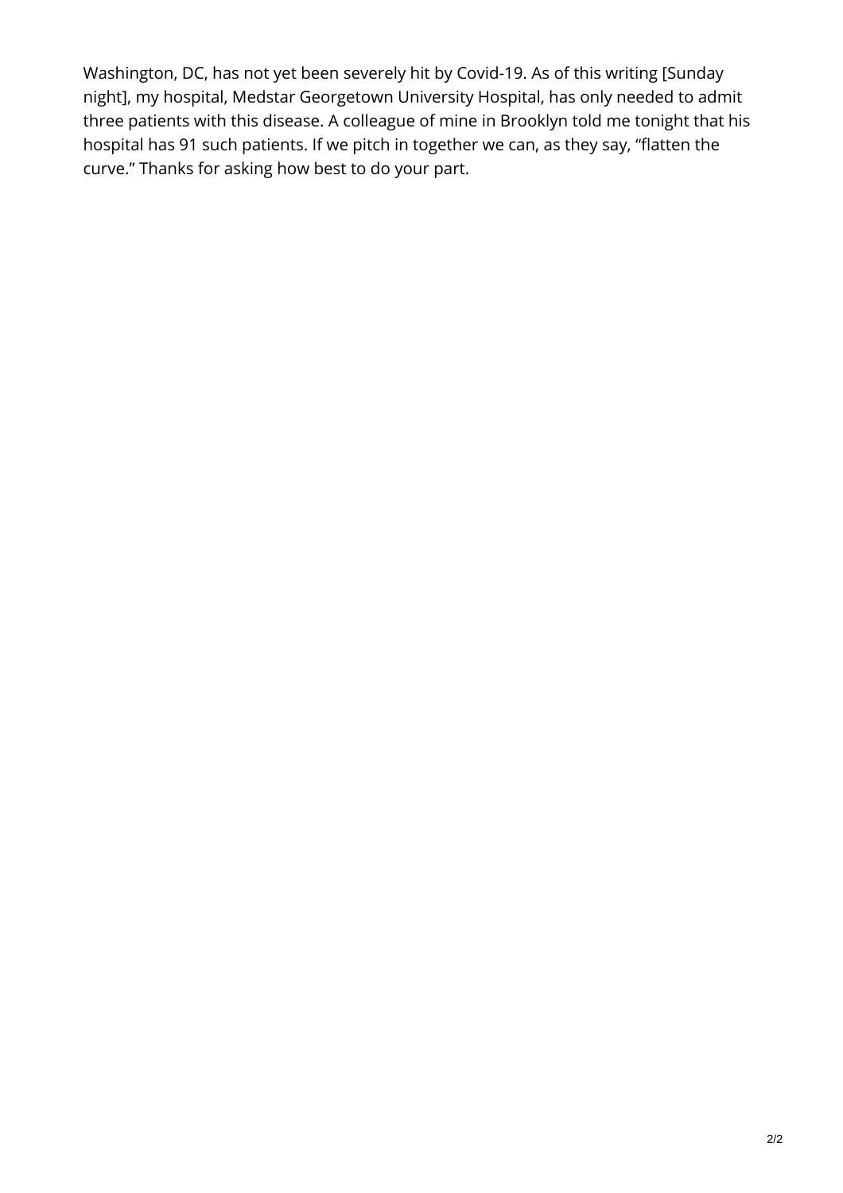Washington, DC, has not yet been severely hit by Covid-19. As of this writing [Sunday night], my hospital, Medstar Georgetown University Hospital, has only needed to admit three patients with this disease. A colleague of mine in Brooklyn told me tonight that his hospital has 91 such patients. If we pitch in together we can, as they say, "flatten the curve." Thanks for asking how best to do your part.